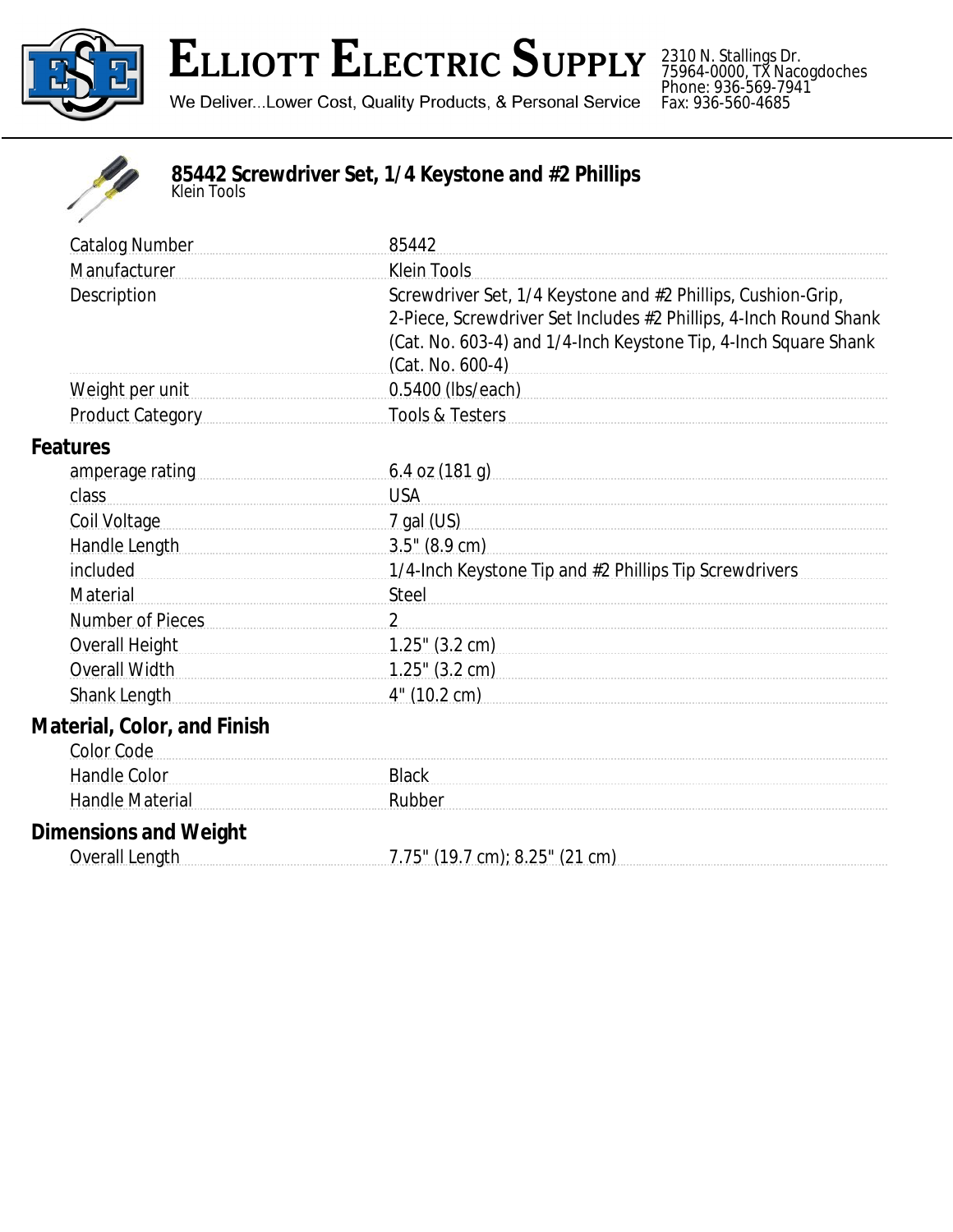# Elliott Electric Supply

We Deliver...Lower Cost, Quality Products, & Personal Service

2310 N. Stallings Dr.
75964-0000, TX Nacogdoches
Phone: 936-569-7941
Fax: 936-560-4685

## 85442 Screwdriver Set, 1/4 Keystone and #2 Phillips

Klein Tools

| | |
|---|---|
| Catalog Number | 85442 |
| Manufacturer | Klein Tools |
| Description | Screwdriver Set, 1/4 Keystone and #2 Phillips, Cushion-Grip, 2-Piece, Screwdriver Set Includes #2 Phillips, 4-Inch Round Shank (Cat. No. 603-4) and 1/4-Inch Keystone Tip, 4-Inch Square Shank (Cat. No. 600-4) |
| Weight per unit | 0.5400 (lbs/each) |
| Product Category | Tools & Testers |

### Features

| | |
|---|---|
| amperage rating | 6.4 oz (181 g) |
| class | USA |
| Coil Voltage | 7 gal (US) |
| Handle Length | 3.5" (8.9 cm) |
| included | 1/4-Inch Keystone Tip and #2 Phillips Tip Screwdrivers |
| Material | Steel |
| Number of Pieces | 2 |
| Overall Height | 1.25" (3.2 cm) |
| Overall Width | 1.25" (3.2 cm) |
| Shank Length | 4" (10.2 cm) |

### Material, Color, and Finish

| | |
|---|---|
| Color Code | |
| Handle Color | Black |
| Handle Material | Rubber |

### Dimensions and Weight

| | |
|---|---|
| Overall Length | 7.75" (19.7 cm); 8.25" (21 cm) |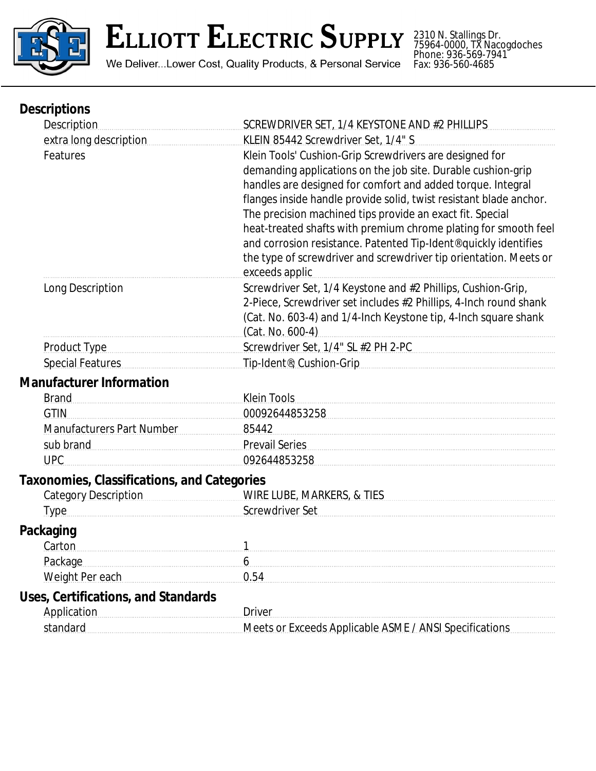# Elliott Electric Supply

We Deliver...Lower Cost, Quality Products, & Personal Service

2310 N. Stallings Dr.
75964-0000, TX Nacogdoches
Phone: 936-569-7941
Fax: 936-560-4685

## Descriptions

| | |
|---|---|
| Description | SCREWDRIVER SET, 1/4 KEYSTONE AND #2 PHILLIPS |
| extra long description | KLEIN 85442 Screwdriver Set, 1/4" S |
| Features | Klein Tools' Cushion-Grip Screwdrivers are designed for demanding applications on the job site. Durable cushion-grip handles are designed for comfort and added torque. Integral flanges inside handle provide solid, twist resistant blade anchor. The precision machined tips provide an exact fit. Special heat-treated shafts with premium chrome plating for smooth feel and corrosion resistance. Patented Tip-Ident® quickly identifies the type of screwdriver and screwdriver tip orientation. Meets or exceeds applic |
| Long Description | Screwdriver Set, 1/4 Keystone and #2 Phillips, Cushion-Grip, 2-Piece, Screwdriver set includes #2 Phillips, 4-Inch round shank (Cat. No. 603-4) and 1/4-Inch Keystone tip, 4-Inch square shank (Cat. No. 600-4) |
| Product Type | Screwdriver Set, 1/4" SL #2 PH 2-PC |
| Special Features | Tip-Ident®, Cushion-Grip |

## Manufacturer Information

| | |
|---|---|
| Brand | Klein Tools |
| GTIN | 00092644853258 |
| Manufacturers Part Number | 85442 |
| sub brand | Prevail Series |
| UPC | 092644853258 |

## Taxonomies, Classifications, and Categories

| | |
|---|---|
| Category Description | WIRE LUBE, MARKERS, & TIES |
| Type | Screwdriver Set |

## Packaging

| | |
|---|---|
| Carton | 1 |
| Package | 6 |
| Weight Per each | 0.54 |

## Uses, Certifications, and Standards

| | |
|---|---|
| Application | Driver |
| standard | Meets or Exceeds Applicable ASME / ANSI Specifications |